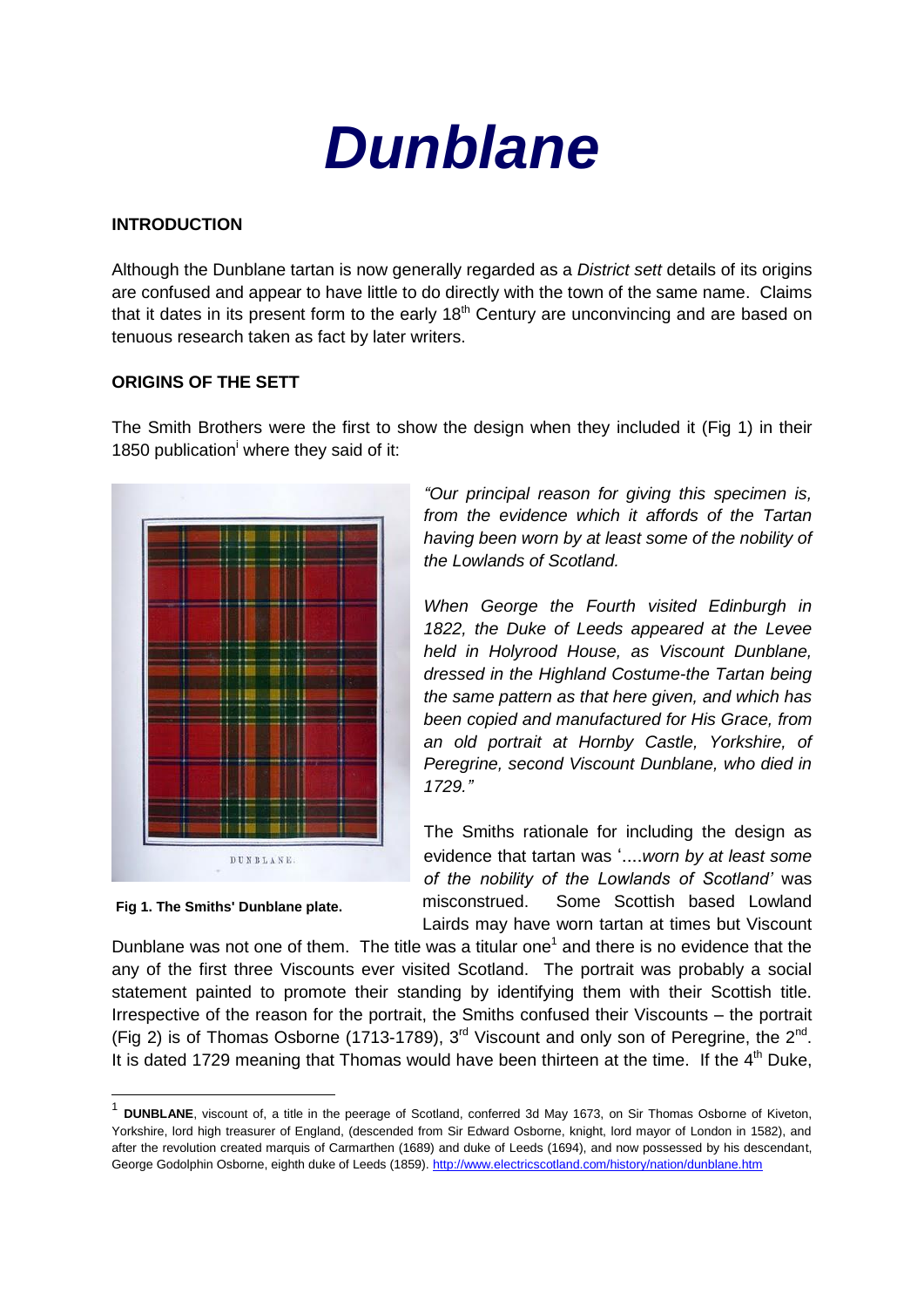# Dunblane

## INTRODUCTION

Although the Dunblane tartan is now generally regarded as a *District sett* details of its origins are confused and appear to have little to do directly with the town of the same name. Claims that it dates in its present form to the early 18th Century are unconvincing and are based on tenuous research taken as fact by later writers.

## ORIGINS OF THE SETT

The Smith Brothers were the first to show the design when they included it (Fig 1) in their 1850 publication[i] where they said of it:

DUNBLANE.

**Fig 1. The Smiths' Dunblane plate.**

*"Our principal reason for giving this specimen is, from the evidence which it affords of the Tartan having been worn by at least some of the nobility of the Lowlands of Scotland.*

*When George the Fourth visited Edinburgh in 1822, the Duke of Leeds appeared at the Levee held in Holyrood House, as Viscount Dunblane, dressed in the Highland Costume-the Tartan being the same pattern as that here given, and which has been copied and manufactured for His Grace, from an old portrait at Hornby Castle, Yorkshire, of Peregrine, second Viscount Dunblane, who died in 1729."*

The Smiths rationale for including the design as evidence that tartan was '....*worn by at least some of the nobility of the Lowlands of Scotland'* was misconstrued. Some Scottish based Lowland Lairds may have worn tartan at times but Viscount Dunblane was not one of them. The title was a titular one[1] and there is no evidence that the any of the first three Viscounts ever visited Scotland. The portrait was probably a social statement painted to promote their standing by identifying them with their Scottish title. Irrespective of the reason for the portrait, the Smiths confused their Viscounts – the portrait (Fig 2) is of Thomas Osborne (1713-1789), 3rd Viscount and only son of Peregrine, the 2nd. It is dated 1729 meaning that Thomas would have been thirteen at the time. If the 4th Duke,

---

[1] **DUNBLANE**, viscount of, a title in the peerage of Scotland, conferred 3d May 1673, on Sir Thomas Osborne of Kiveton, Yorkshire, lord high treasurer of England, (descended from Sir Edward Osborne, knight, lord mayor of London in 1582), and after the revolution created marquis of Carmarthen (1689) and duke of Leeds (1694), and now possessed by his descendant, George Godolphin Osborne, eighth duke of Leeds (1859). http://www.electricscotland.com/history/nation/dunblane.htm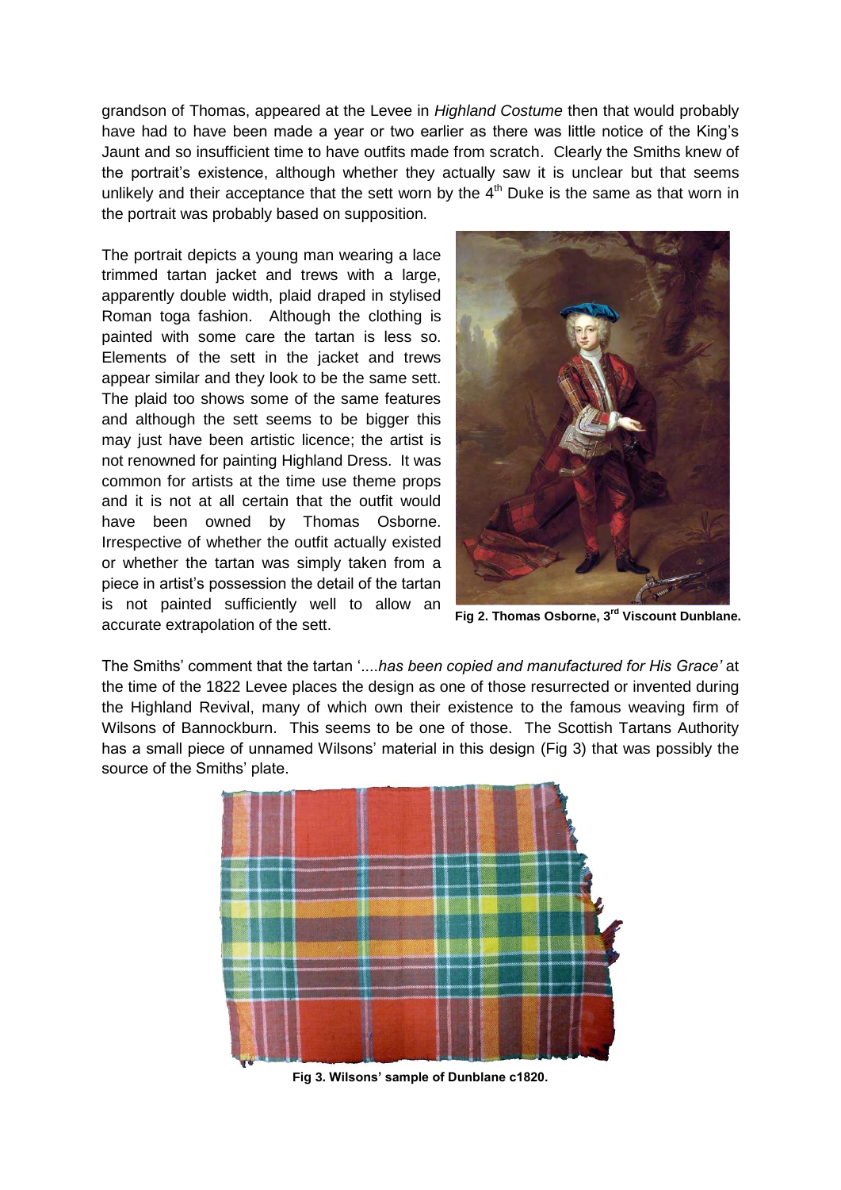grandson of Thomas, appeared at the Levee in *Highland Costume* then that would probably have had to have been made a year or two earlier as there was little notice of the King's Jaunt and so insufficient time to have outfits made from scratch. Clearly the Smiths knew of the portrait's existence, although whether they actually saw it is unclear but that seems unlikely and their acceptance that the sett worn by the 4th Duke is the same as that worn in the portrait was probably based on supposition.

The portrait depicts a young man wearing a lace trimmed tartan jacket and trews with a large, apparently double width, plaid draped in stylised Roman toga fashion. Although the clothing is painted with some care the tartan is less so. Elements of the sett in the jacket and trews appear similar and they look to be the same sett. The plaid too shows some of the same features and although the sett seems to be bigger this may just have been artistic licence; the artist is not renowned for painting Highland Dress. It was common for artists at the time use theme props and it is not at all certain that the outfit would have been owned by Thomas Osborne. Irrespective of whether the outfit actually existed or whether the tartan was simply taken from a piece in artist's possession the detail of the tartan is not painted sufficiently well to allow an accurate extrapolation of the sett.

**Fig 2. Thomas Osborne, 3rd Viscount Dunblane.**

The Smiths' comment that the tartan '....*has been copied and manufactured for His Grace'* at the time of the 1822 Levee places the design as one of those resurrected or invented during the Highland Revival, many of which own their existence to the famous weaving firm of Wilsons of Bannockburn. This seems to be one of those. The Scottish Tartans Authority has a small piece of unnamed Wilsons' material in this design (Fig 3) that was possibly the source of the Smiths' plate.

**Fig 3. Wilsons' sample of Dunblane c1820.**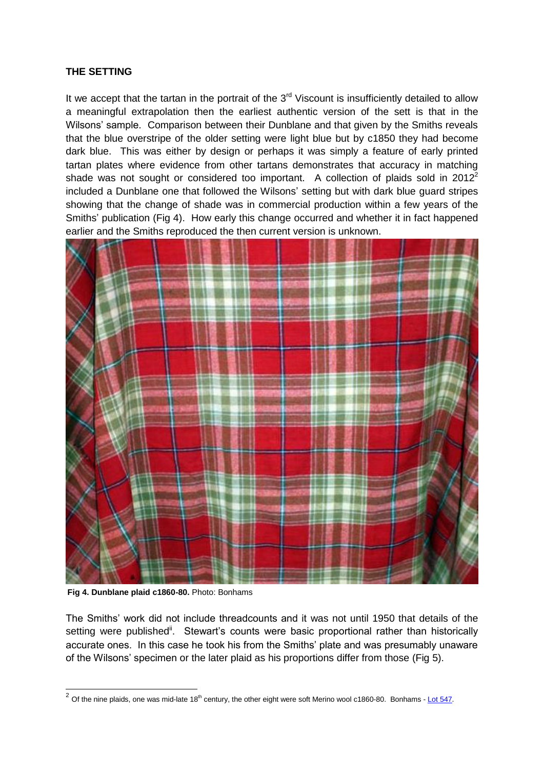**THE SETTING**

It we accept that the tartan in the portrait of the 3rd Viscount is insufficiently detailed to allow a meaningful extrapolation then the earliest authentic version of the sett is that in the Wilsons' sample. Comparison between their Dunblane and that given by the Smiths reveals that the blue overstripe of the older setting were light blue but by c1850 they had become dark blue. This was either by design or perhaps it was simply a feature of early printed tartan plates where evidence from other tartans demonstrates that accuracy in matching shade was not sought or considered too important. A collection of plaids sold in 2012[2] included a Dunblane one that followed the Wilsons' setting but with dark blue guard stripes showing that the change of shade was in commercial production within a few years of the Smiths' publication (Fig 4). How early this change occurred and whether it in fact happened earlier and the Smiths reproduced the then current version is unknown.

**Fig 4. Dunblane plaid c1860-80.** Photo: Bonhams

The Smiths' work did not include threadcounts and it was not until 1950 that details of the setting were published[ii]. Stewart's counts were basic proportional rather than historically accurate ones. In this case he took his from the Smiths' plate and was presumably unaware of the Wilsons' specimen or the later plaid as his proportions differ from those (Fig 5).

[2] Of the nine plaids, one was mid-late 18th century, the other eight were soft Merino wool c1860-80. Bonhams - Lot 547.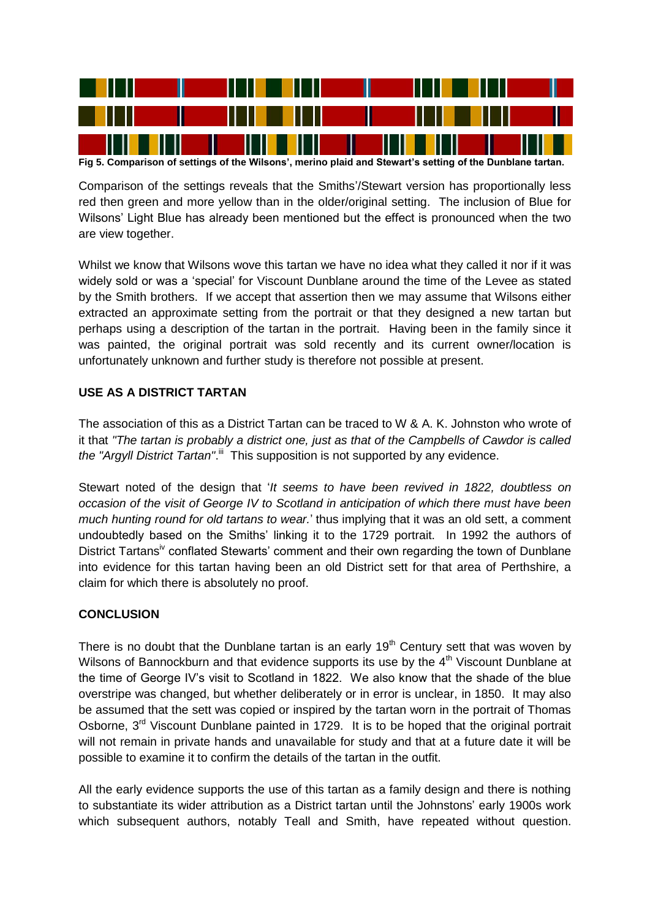**Fig 5. Comparison of settings of the Wilsons', merino plaid and Stewart's setting of the Dunblane tartan.**

Comparison of the settings reveals that the Smiths'/Stewart version has proportionally less red then green and more yellow than in the older/original setting. The inclusion of Blue for Wilsons' Light Blue has already been mentioned but the effect is pronounced when the two are view together.

Whilst we know that Wilsons wove this tartan we have no idea what they called it nor if it was widely sold or was a 'special' for Viscount Dunblane around the time of the Levee as stated by the Smith brothers. If we accept that assertion then we may assume that Wilsons either extracted an approximate setting from the portrait or that they designed a new tartan but perhaps using a description of the tartan in the portrait. Having been in the family since it was painted, the original portrait was sold recently and its current owner/location is unfortunately unknown and further study is therefore not possible at present.

**USE AS A DISTRICT TARTAN**

The association of this as a District Tartan can be traced to W & A. K. Johnston who wrote of it that *"The tartan is probably a district one, just as that of the Campbells of Cawdor is called the "Argyll District Tartan"*.[iii] This supposition is not supported by any evidence.

Stewart noted of the design that '*It seems to have been revived in 1822, doubtless on occasion of the visit of George IV to Scotland in anticipation of which there must have been much hunting round for old tartans to wear.*' thus implying that it was an old sett, a comment undoubtedly based on the Smiths' linking it to the 1729 portrait. In 1992 the authors of District Tartans[iv] conflated Stewarts' comment and their own regarding the town of Dunblane into evidence for this tartan having been an old District sett for that area of Perthshire, a claim for which there is absolutely no proof.

**CONCLUSION**

There is no doubt that the Dunblane tartan is an early 19th Century sett that was woven by Wilsons of Bannockburn and that evidence supports its use by the 4th Viscount Dunblane at the time of George IV's visit to Scotland in 1822. We also know that the shade of the blue overstripe was changed, but whether deliberately or in error is unclear, in 1850. It may also be assumed that the sett was copied or inspired by the tartan worn in the portrait of Thomas Osborne, 3rd Viscount Dunblane painted in 1729. It is to be hoped that the original portrait will not remain in private hands and unavailable for study and that at a future date it will be possible to examine it to confirm the details of the tartan in the outfit.

All the early evidence supports the use of this tartan as a family design and there is nothing to substantiate its wider attribution as a District tartan until the Johnstons' early 1900s work which subsequent authors, notably Teall and Smith, have repeated without question.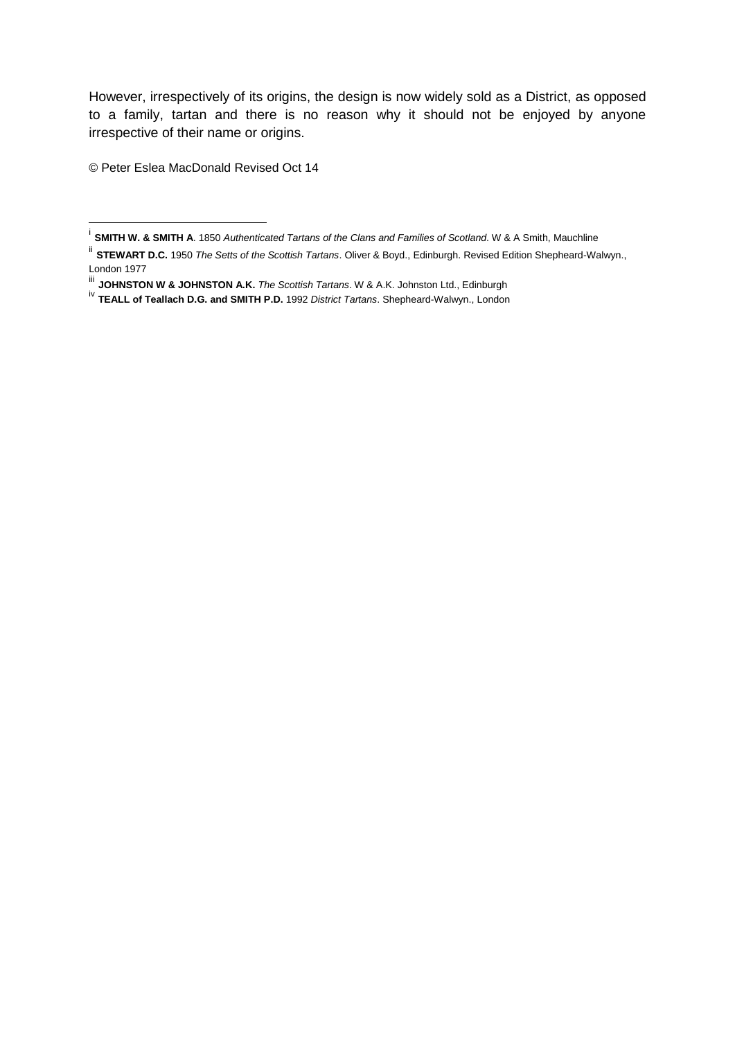However, irrespectively of its origins, the design is now widely sold as a District, as opposed to a family, tartan and there is no reason why it should not be enjoyed by anyone irrespective of their name or origins.

© Peter Eslea MacDonald Revised Oct 14

---

[i] **SMITH W. & SMITH A**. 1850 *Authenticated Tartans of the Clans and Families of Scotland*. W & A Smith, Mauchline

[ii] **STEWART D.C.** 1950 *The Setts of the Scottish Tartans*. Oliver & Boyd., Edinburgh. Revised Edition Shepheard-Walwyn., London 1977

[iii] **JOHNSTON W & JOHNSTON A.K.** *The Scottish Tartans*. W & A.K. Johnston Ltd., Edinburgh

[iv] **TEALL of Teallach D.G. and SMITH P.D.** 1992 *District Tartans*. Shepheard-Walwyn., London